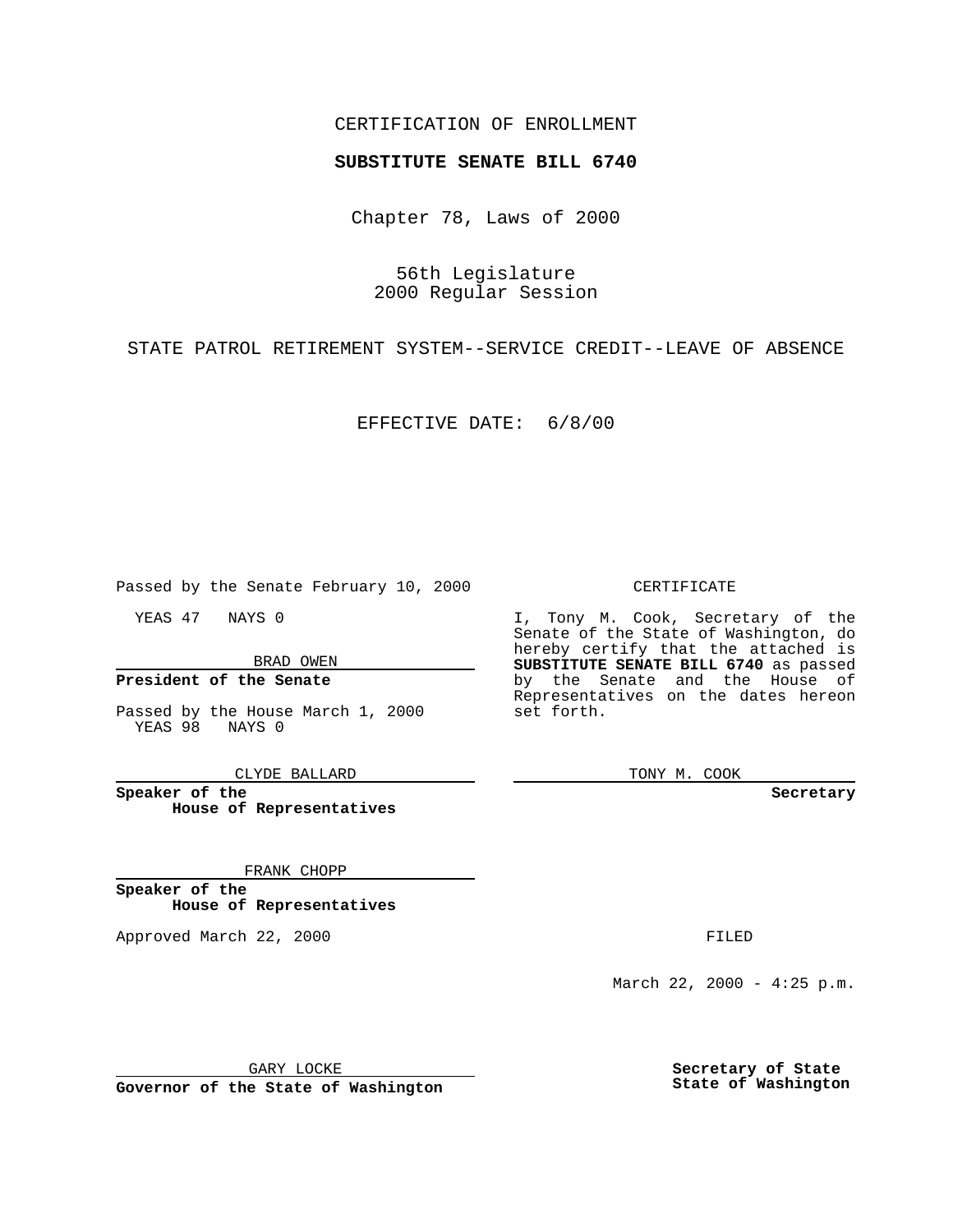CERTIFICATION OF ENROLLMENT

**SUBSTITUTE SENATE BILL 6740**

Chapter 78, Laws of 2000

56th Legislature
2000 Regular Session

STATE PATROL RETIREMENT SYSTEM--SERVICE CREDIT--LEAVE OF ABSENCE

EFFECTIVE DATE: 6/8/00

Passed by the Senate February 10, 2000

YEAS 47 NAYS 0

BRAD OWEN

**President of the Senate**

Passed by the House March 1, 2000
YEAS 98 NAYS 0

CLYDE BALLARD

**Speaker of the House of Representatives**

FRANK CHOPP

**Speaker of the House of Representatives**

Approved March 22, 2000

GARY LOCKE

**Governor of the State of Washington**

CERTIFICATE

I, Tony M. Cook, Secretary of the Senate of the State of Washington, do hereby certify that the attached is **SUBSTITUTE SENATE BILL 6740** as passed by the Senate and the House of Representatives on the dates hereon set forth.

TONY M. COOK

**Secretary**

FILED

March 22, 2000 - 4:25 p.m.

**Secretary of State State of Washington**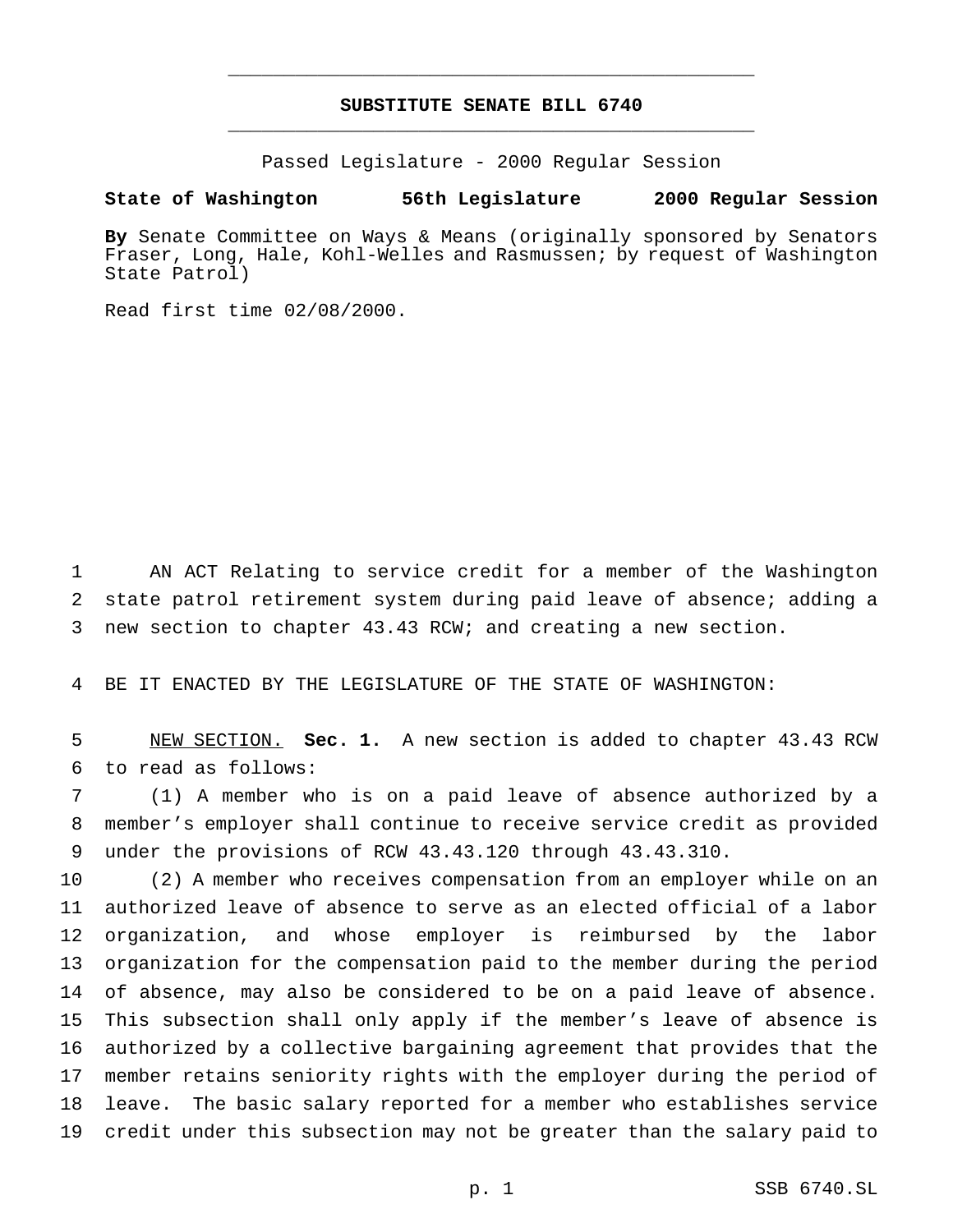# SUBSTITUTE SENATE BILL 6740

Passed Legislature - 2000 Regular Session

**State of Washington 56th Legislature 2000 Regular Session**

**By** Senate Committee on Ways & Means (originally sponsored by Senators Fraser, Long, Hale, Kohl-Welles and Rasmussen; by request of Washington State Patrol)

Read first time 02/08/2000.

AN ACT Relating to service credit for a member of the Washington state patrol retirement system during paid leave of absence; adding a new section to chapter 43.43 RCW; and creating a new section.

BE IT ENACTED BY THE LEGISLATURE OF THE STATE OF WASHINGTON:

NEW SECTION. **Sec. 1.** A new section is added to chapter 43.43 RCW to read as follows:

(1) A member who is on a paid leave of absence authorized by a member's employer shall continue to receive service credit as provided under the provisions of RCW 43.43.120 through 43.43.310.

(2) A member who receives compensation from an employer while on an authorized leave of absence to serve as an elected official of a labor organization, and whose employer is reimbursed by the labor organization for the compensation paid to the member during the period of absence, may also be considered to be on a paid leave of absence. This subsection shall only apply if the member's leave of absence is authorized by a collective bargaining agreement that provides that the member retains seniority rights with the employer during the period of leave. The basic salary reported for a member who establishes service credit under this subsection may not be greater than the salary paid to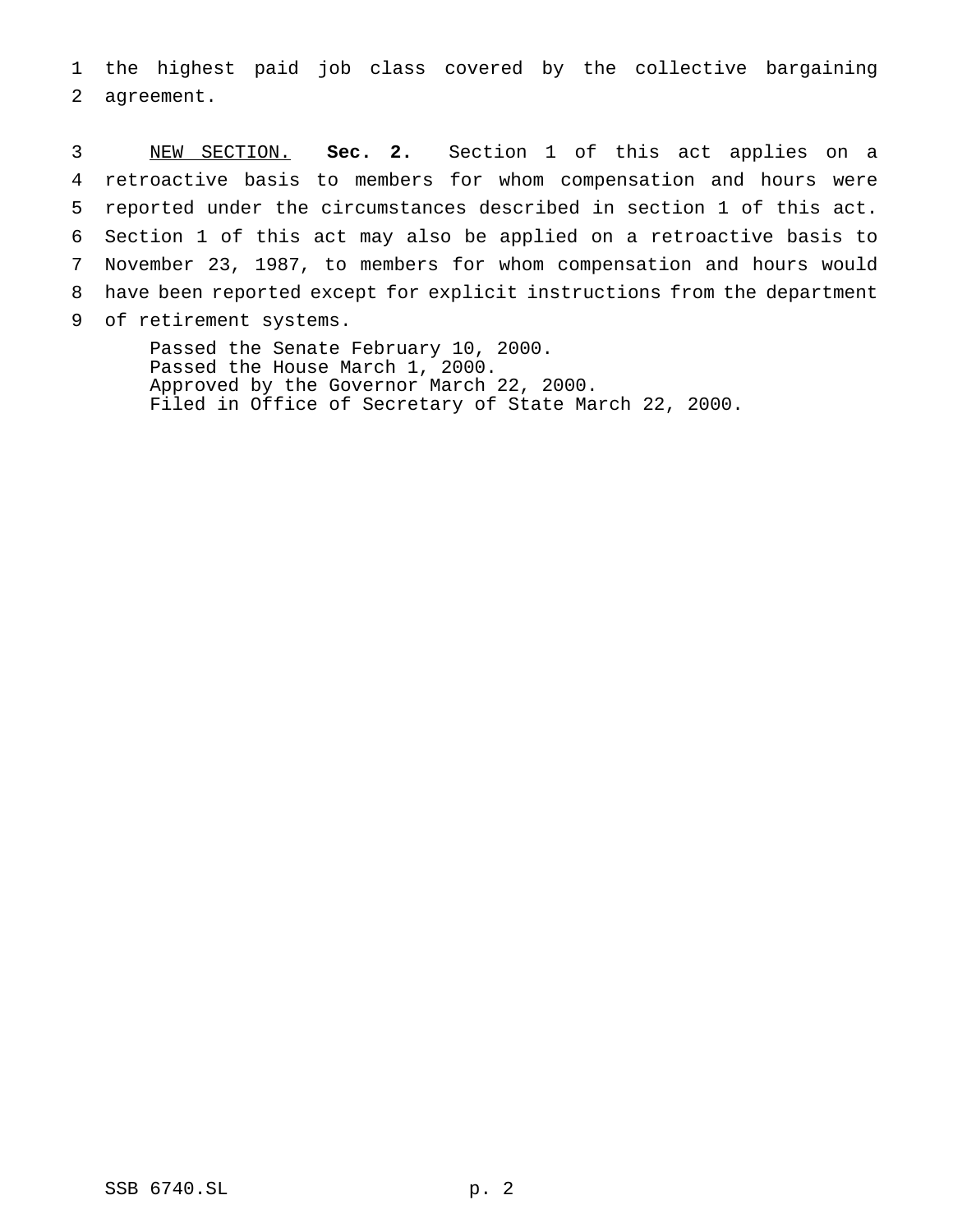the highest paid job class covered by the collective bargaining agreement.

NEW SECTION. **Sec. 2.** Section 1 of this act applies on a retroactive basis to members for whom compensation and hours were reported under the circumstances described in section 1 of this act. Section 1 of this act may also be applied on a retroactive basis to November 23, 1987, to members for whom compensation and hours would have been reported except for explicit instructions from the department of retirement systems.

Passed the Senate February 10, 2000.
Passed the House March 1, 2000.
Approved by the Governor March 22, 2000.
Filed in Office of Secretary of State March 22, 2000.